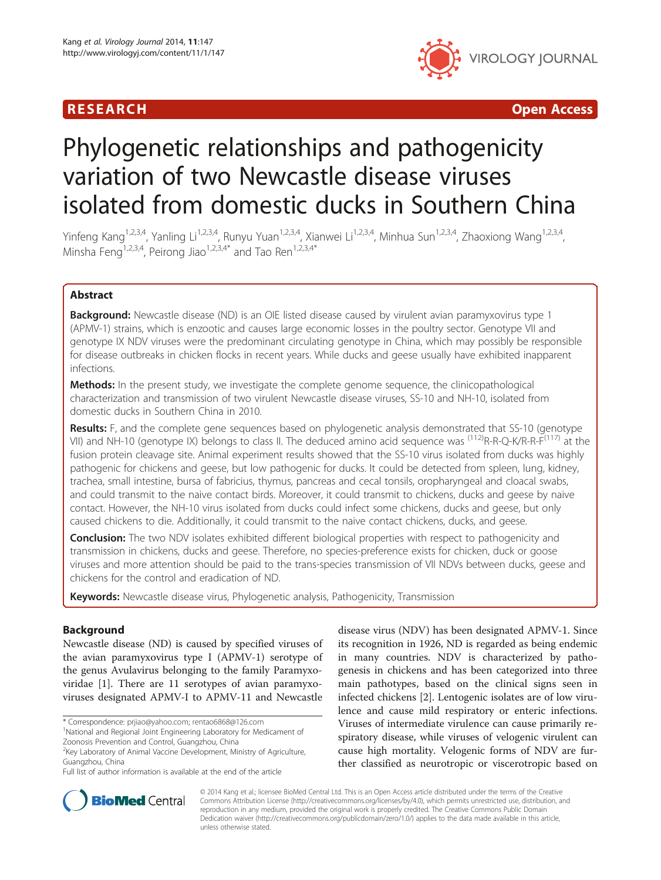RESEARCH Open Access

# Phylogenetic relationships and pathogenicity variation of two Newcastle disease viruses isolated from domestic ducks in Southern China

Yinfeng Kang[1,2,3,4], Yanling Li[1,2,3,4], Runyu Yuan[1,2,3,4], Xianwei Li[1,2,3,4], Minhua Sun[1,2,3,4], Zhaoxiong Wang[1,2,3,4], Minsha Feng[1,2,3,4], Peirong Jiao[1,2,3,4*] and Tao Ren[1,2,3,4*]

## Abstract

**Background:** Newcastle disease (ND) is an OIE listed disease caused by virulent avian paramyxovirus type 1 (APMV-1) strains, which is enzootic and causes large economic losses in the poultry sector. Genotype VII and genotype IX NDV viruses were the predominant circulating genotype in China, which may possibly be responsible for disease outbreaks in chicken flocks in recent years. While ducks and geese usually have exhibited inapparent infections.

**Methods:** In the present study, we investigate the complete genome sequence, the clinicopathological characterization and transmission of two virulent Newcastle disease viruses, SS-10 and NH-10, isolated from domestic ducks in Southern China in 2010.

**Results:** F, and the complete gene sequences based on phylogenetic analysis demonstrated that SS-10 (genotype VII) and NH-10 (genotype IX) belongs to class II. The deduced amino acid sequence was $^{(112)}$R-R-Q-K/R-R-F$^{(117)}$ at the fusion protein cleavage site. Animal experiment results showed that the SS-10 virus isolated from ducks was highly pathogenic for chickens and geese, but low pathogenic for ducks. It could be detected from spleen, lung, kidney, trachea, small intestine, bursa of fabricius, thymus, pancreas and cecal tonsils, oropharyngeal and cloacal swabs, and could transmit to the naive contact birds. Moreover, it could transmit to chickens, ducks and geese by naive contact. However, the NH-10 virus isolated from ducks could infect some chickens, ducks and geese, but only caused chickens to die. Additionally, it could transmit to the naive contact chickens, ducks, and geese.

**Conclusion:** The two NDV isolates exhibited different biological properties with respect to pathogenicity and transmission in chickens, ducks and geese. Therefore, no species-preference exists for chicken, duck or goose viruses and more attention should be paid to the trans-species transmission of VII NDVs between ducks, geese and chickens for the control and eradication of ND.

**Keywords:** Newcastle disease virus, Phylogenetic analysis, Pathogenicity, Transmission

## Background

Newcastle disease (ND) is caused by specified viruses of the avian paramyxovirus type I (APMV-1) serotype of the genus Avulavirus belonging to the family Paramyxoviridae [1]. There are 11 serotypes of avian paramyxoviruses designated APMV-I to APMV-11 and Newcastle disease virus (NDV) has been designated APMV-1. Since its recognition in 1926, ND is regarded as being endemic in many countries. NDV is characterized by pathogenesis in chickens and has been categorized into three main pathotypes, based on the clinical signs seen in infected chickens [2]. Lentogenic isolates are of low virulence and cause mild respiratory or enteric infections. Viruses of intermediate virulence can cause primarily respiratory disease, while viruses of velogenic virulent can cause high mortality. Velogenic forms of NDV are further classified as neurotropic or viscerotropic based on

\* Correspondence: prjiao@yahoo.com; rentao6868@126.com
[1]National and Regional Joint Engineering Laboratory for Medicament of Zoonosis Prevention and Control, Guangzhou, China
[2]Key Laboratory of Animal Vaccine Development, Ministry of Agriculture, Guangzhou, China
Full list of author information is available at the end of the article

© 2014 Kang et al.; licensee BioMed Central Ltd. This is an Open Access article distributed under the terms of the Creative Commons Attribution License (http://creativecommons.org/licenses/by/4.0), which permits unrestricted use, distribution, and reproduction in any medium, provided the original work is properly credited. The Creative Commons Public Domain Dedication waiver (http://creativecommons.org/publicdomain/zero/1.0/) applies to the data made available in this article, unless otherwise stated.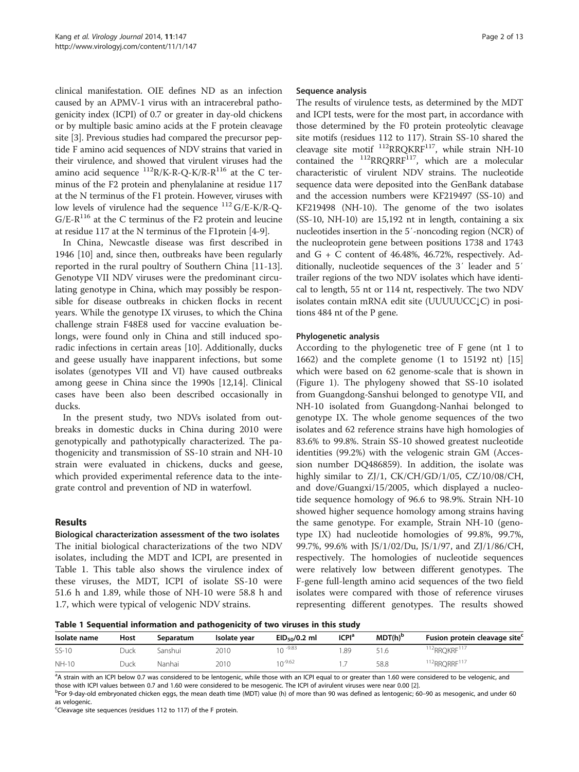clinical manifestation. OIE defines ND as an infection caused by an APMV-1 virus with an intracerebral pathogenicity index (ICPI) of 0.7 or greater in day-old chickens or by multiple basic amino acids at the F protein cleavage site [3]. Previous studies had compared the precursor peptide F amino acid sequences of NDV strains that varied in their virulence, and showed that virulent viruses had the amino acid sequence [112]R/K-R-Q-K/R-R[116] at the C terminus of the F2 protein and phenylalanine at residue 117 at the N terminus of the F1 protein. However, viruses with low levels of virulence had the sequence [112]G/E-K/R-Q-G/E-R[116] at the C terminus of the F2 protein and leucine at residue 117 at the N terminus of the F1protein [4-9].

In China, Newcastle disease was first described in 1946 [10] and, since then, outbreaks have been regularly reported in the rural poultry of Southern China [11-13]. Genotype VII NDV viruses were the predominant circulating genotype in China, which may possibly be responsible for disease outbreaks in chicken flocks in recent years. While the genotype IX viruses, to which the China challenge strain F48E8 used for vaccine evaluation belongs, were found only in China and still induced sporadic infections in certain areas [10]. Additionally, ducks and geese usually have inapparent infections, but some isolates (genotypes VII and VI) have caused outbreaks among geese in China since the 1990s [12,14]. Clinical cases have been also been described occasionally in ducks.

In the present study, two NDVs isolated from outbreaks in domestic ducks in China during 2010 were genotypically and pathotypically characterized. The pathogenicity and transmission of SS-10 strain and NH-10 strain were evaluated in chickens, ducks and geese, which provided experimental reference data to the integrate control and prevention of ND in waterfowl.

## Results

### Biological characterization assessment of the two isolates

The initial biological characterizations of the two NDV isolates, including the MDT and ICPI, are presented in Table 1. This table also shows the virulence index of these viruses, the MDT, ICPI of isolate SS-10 were 51.6 h and 1.89, while those of NH-10 were 58.8 h and 1.7, which were typical of velogenic NDV strains.

### Sequence analysis

The results of virulence tests, as determined by the MDT and ICPI tests, were for the most part, in accordance with those determined by the F0 protein proteolytic cleavage site motifs (residues 112 to 117). Strain SS-10 shared the cleavage site motif [112]RRQKRF[117], while strain NH-10 contained the [112]RRQRRF[117], which are a molecular characteristic of virulent NDV strains. The nucleotide sequence data were deposited into the GenBank database and the accession numbers were KF219497 (SS-10) and KF219498 (NH-10). The genome of the two isolates (SS-10, NH-10) are 15,192 nt in length, containing a six nucleotides insertion in the 5′-noncoding region (NCR) of the nucleoprotein gene between positions 1738 and 1743 and G + C content of 46.48%, 46.72%, respectively. Additionally, nucleotide sequences of the 3′ leader and 5′ trailer regions of the two NDV isolates which have identical to length, 55 nt or 114 nt, respectively. The two NDV isolates contain mRNA edit site (UUUUUCC↓C) in positions 484 nt of the P gene.

### Phylogenetic analysis

According to the phylogenetic tree of F gene (nt 1 to 1662) and the complete genome (1 to 15192 nt) [15] which were based on 62 genome-scale that is shown in (Figure 1). The phylogeny showed that SS-10 isolated from Guangdong-Sanshui belonged to genotype VII, and NH-10 isolated from Guangdong-Nanhai belonged to genotype IX. The whole genome sequences of the two isolates and 62 reference strains have high homologies of 83.6% to 99.8%. Strain SS-10 showed greatest nucleotide identities (99.2%) with the velogenic strain GM (Accession number DQ486859). In addition, the isolate was highly similar to ZJ/1, CK/CH/GD/1/05, CZ/10/08/CH, and dove/Guangxi/15/2005, which displayed a nucleotide sequence homology of 96.6 to 98.9%. Strain NH-10 showed higher sequence homology among strains having the same genotype. For example, Strain NH-10 (genotype IX) had nucleotide homologies of 99.8%, 99.7%, 99.7%, 99.6% with JS/1/02/Du, JS/1/97, and ZJ/1/86/CH, respectively. The homologies of nucleotide sequences were relatively low between different genotypes. The F-gene full-length amino acid sequences of the two field isolates were compared with those of reference viruses representing different genotypes. The results showed

**Table 1 Sequential information and pathogenicity of two viruses in this study**

| Isolate name | Host | Separatum | Isolate year | $EID_{50}$/0.2 ml | ICPI[a] | MDT(h)[b] | Fusion protein cleavage site[c] |
|---|---|---|---|---|---|---|---|
| SS-10 | Duck | Sanshui | 2010 | $10^{-9.83}$ | 1.89 | 51.6 | [112]RRQKRF[117] |
| NH-10 | Duck | Nanhai | 2010 | $10^{-9.62}$ | 1.7 | 58.8 | [112]RRQRRF[117] |

[a]A strain with an ICPI below 0.7 was considered to be lentogenic, while those with an ICPI equal to or greater than 1.60 were considered to be velogenic, and those with ICPI values between 0.7 and 1.60 were considered to be mesogenic. The ICPI of avirulent viruses were near 0.00 [2].
[b]For 9-day-old embryonated chicken eggs, the mean death time (MDT) value (h) of more than 90 was defined as lentogenic; 60–90 as mesogenic, and under 60 as velogenic.
[c]Cleavage site sequences (residues 112 to 117) of the F protein.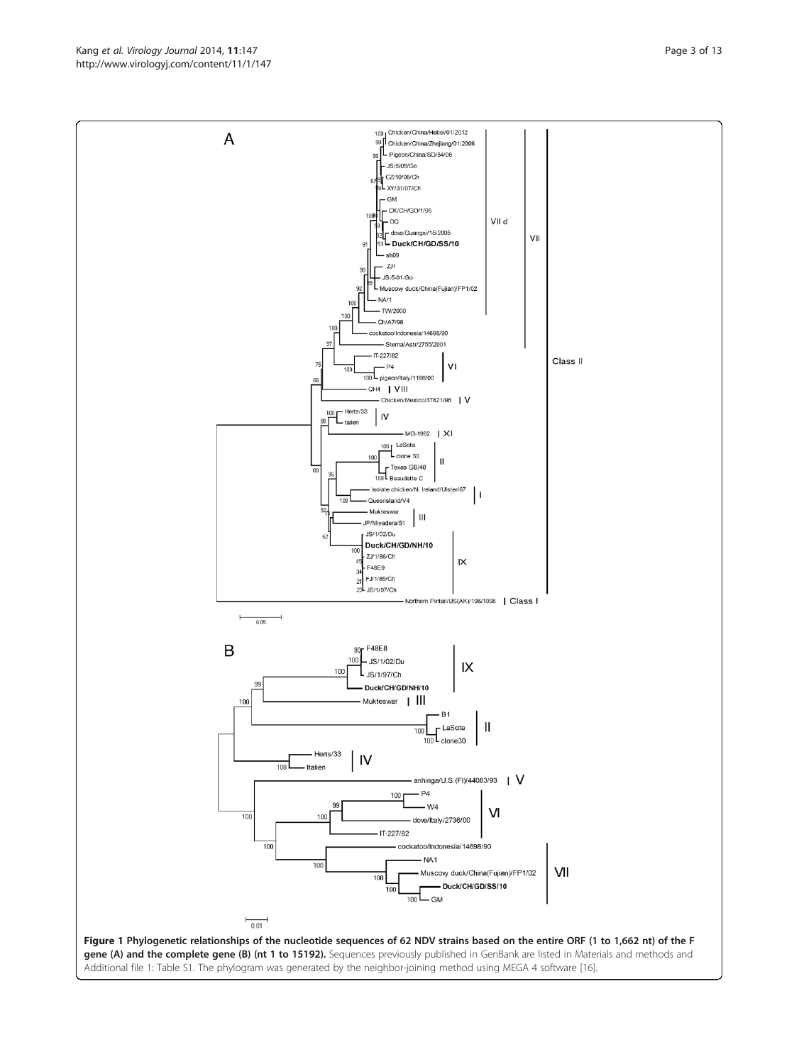**Figure 1 Phylogenetic relationships of the nucleotide sequences of 62 NDV strains based on the entire ORF (1 to 1,662 nt) of the F gene (A) and the complete gene (B) (nt 1 to 15192).** Sequences previously published in GenBank are listed in Materials and methods and Additional file 1: Table S1. The phylogram was generated by the neighbor-joining method using MEGA 4 software [16].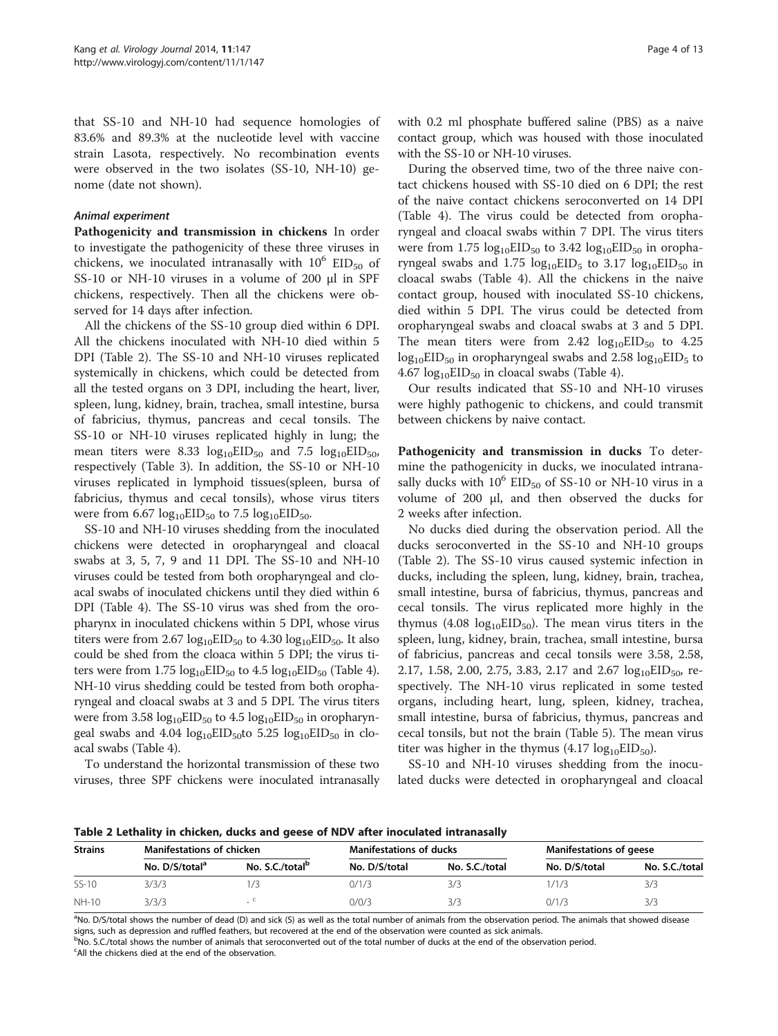that SS-10 and NH-10 had sequence homologies of 83.6% and 89.3% at the nucleotide level with vaccine strain Lasota, respectively. No recombination events were observed in the two isolates (SS-10, NH-10) genome (date not shown).

#### *Animal experiment*

**Pathogenicity and transmission in chickens** In order to investigate the pathogenicity of these three viruses in chickens, we inoculated intranasally with $10^6$ $EID_{50}$ of SS-10 or NH-10 viruses in a volume of 200 μl in SPF chickens, respectively. Then all the chickens were observed for 14 days after infection.

All the chickens of the SS-10 group died within 6 DPI. All the chickens inoculated with NH-10 died within 5 DPI (Table 2). The SS-10 and NH-10 viruses replicated systemically in chickens, which could be detected from all the tested organs on 3 DPI, including the heart, liver, spleen, lung, kidney, brain, trachea, small intestine, bursa of fabricius, thymus, pancreas and cecal tonsils. The SS-10 or NH-10 viruses replicated highly in lung; the mean titers were 8.33 $\log_{10}EID_{50}$ and 7.5 $\log_{10}EID_{50}$, respectively (Table 3). In addition, the SS-10 or NH-10 viruses replicated in lymphoid tissues(spleen, bursa of fabricius, thymus and cecal tonsils), whose virus titers were from 6.67 $\log_{10}EID_{50}$ to 7.5 $\log_{10}EID_{50}$.

SS-10 and NH-10 viruses shedding from the inoculated chickens were detected in oropharyngeal and cloacal swabs at 3, 5, 7, 9 and 11 DPI. The SS-10 and NH-10 viruses could be tested from both oropharyngeal and cloacal swabs of inoculated chickens until they died within 6 DPI (Table 4). The SS-10 virus was shed from the oropharynx in inoculated chickens within 5 DPI, whose virus titers were from 2.67 $\log_{10}EID_{50}$ to 4.30 $\log_{10}EID_{50}$. It also could be shed from the cloaca within 5 DPI; the virus titers were from 1.75 $\log_{10}EID_{50}$ to 4.5 $\log_{10}EID_{50}$ (Table 4). NH-10 virus shedding could be tested from both oropharyngeal and cloacal swabs at 3 and 5 DPI. The virus titers were from 3.58 $\log_{10}EID_{50}$ to 4.5 $\log_{10}EID_{50}$ in oropharyngeal swabs and 4.04 $\log_{10}EID_{50}$to 5.25 $\log_{10}EID_{50}$ in cloacal swabs (Table 4).

To understand the horizontal transmission of these two viruses, three SPF chickens were inoculated intranasally with 0.2 ml phosphate buffered saline (PBS) as a naive contact group, which was housed with those inoculated with the SS-10 or NH-10 viruses.

During the observed time, two of the three naive contact chickens housed with SS-10 died on 6 DPI; the rest of the naive contact chickens seroconverted on 14 DPI (Table 4). The virus could be detected from oropharyngeal and cloacal swabs within 7 DPI. The virus titers were from 1.75 $\log_{10}EID_{50}$ to 3.42 $\log_{10}EID_{50}$ in oropharyngeal swabs and 1.75 $\log_{10}EID_{5}$ to 3.17 $\log_{10}EID_{50}$ in cloacal swabs (Table 4). All the chickens in the naive contact group, housed with inoculated SS-10 chickens, died within 5 DPI. The virus could be detected from oropharyngeal swabs and cloacal swabs at 3 and 5 DPI. The mean titers were from 2.42 $\log_{10}EID_{50}$ to 4.25 $\log_{10}EID_{50}$ in oropharyngeal swabs and 2.58 $\log_{10}EID_{5}$ to 4.67 $\log_{10}EID_{50}$ in cloacal swabs (Table 4).

Our results indicated that SS-10 and NH-10 viruses were highly pathogenic to chickens, and could transmit between chickens by naive contact.

**Pathogenicity and transmission in ducks** To determine the pathogenicity in ducks, we inoculated intranasally ducks with $10^6$ $EID_{50}$ of SS-10 or NH-10 virus in a volume of 200 μl, and then observed the ducks for 2 weeks after infection.

No ducks died during the observation period. All the ducks seroconverted in the SS-10 and NH-10 groups (Table 2). The SS-10 virus caused systemic infection in ducks, including the spleen, lung, kidney, brain, trachea, small intestine, bursa of fabricius, thymus, pancreas and cecal tonsils. The virus replicated more highly in the thymus (4.08 $\log_{10}EID_{50}$). The mean virus titers in the spleen, lung, kidney, brain, trachea, small intestine, bursa of fabricius, pancreas and cecal tonsils were 3.58, 2.58, 2.17, 1.58, 2.00, 2.75, 3.83, 2.17 and 2.67 $\log_{10}EID_{50}$, respectively. The NH-10 virus replicated in some tested organs, including heart, lung, spleen, kidney, trachea, small intestine, bursa of fabricius, thymus, pancreas and cecal tonsils, but not the brain (Table 5). The mean virus titer was higher in the thymus (4.17 $\log_{10}EID_{50}$).

SS-10 and NH-10 viruses shedding from the inoculated ducks were detected in oropharyngeal and cloacal

**Table 2 Lethality in chicken, ducks and geese of NDV after inoculated intranasally**

| Strains | Manifestations of chicken | | Manifestations of ducks | | Manifestations of geese | |
|---|---|---|---|---|---|---|
| | No. D/S/total[a] | No. S.C./total[b] | No. D/S/total | No. S.C./total | No. D/S/total | No. S.C./total |
| SS-10 | 3/3/3 | 1/3 | 0/1/3 | 3/3 | 1/1/3 | 3/3 |
| NH-10 | 3/3/3 | -[c] | 0/0/3 | 3/3 | 0/1/3 | 3/3 |

[a]No. D/S/total shows the number of dead (D) and sick (S) as well as the total number of animals from the observation period. The animals that showed disease signs, such as depression and ruffled feathers, but recovered at the end of the observation were counted as sick animals.
[b]No. S.C./total shows the number of animals that seroconverted out of the total number of ducks at the end of the observation period.
[c]All the chickens died at the end of the observation.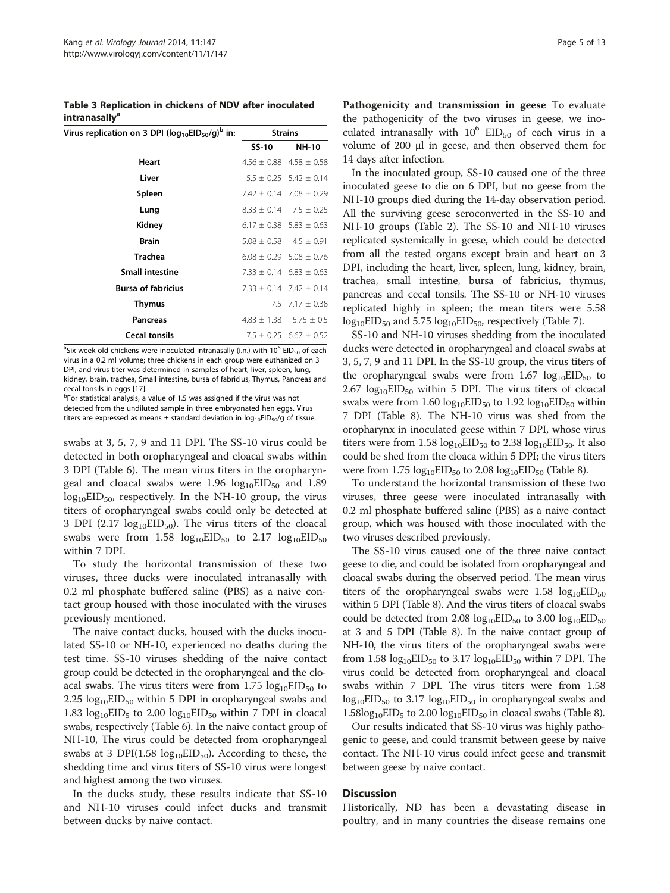**Table 3 Replication in chickens of NDV after inoculated intranasally[a]**

| Virus replication on 3 DPI ($\log_{10}EID_{50}/g$)[b] in: | Strains | |
|---|---|---|
| | SS-10 | NH-10 |
| Heart | 4.56 ± 0.88 | 4.58 ± 0.58 |
| Liver | 5.5 ± 0.25 | 5.42 ± 0.14 |
| Spleen | 7.42 ± 0.14 | 7.08 ± 0.29 |
| Lung | 8.33 ± 0.14 | 7.5 ± 0.25 |
| Kidney | 6.17 ± 0.38 | 5.83 ± 0.63 |
| Brain | 5.08 ± 0.58 | 4.5 ± 0.91 |
| Trachea | 6.08 ± 0.29 | 5.08 ± 0.76 |
| Small intestine | 7.33 ± 0.14 | 6.83 ± 0.63 |
| Bursa of fabricius | 7.33 ± 0.14 | 7.42 ± 0.14 |
| Thymus | 7.5 | 7.17 ± 0.38 |
| Pancreas | 4.83 ± 1.38 | 5.75 ± 0.5 |
| Cecal tonsils | 7.5 ± 0.25 | 6.67 ± 0.52 |

[a]Six-week-old chickens were inoculated intranasally (i.n.) with $10^6$ $EID_{50}$ of each virus in a 0.2 ml volume; three chickens in each group were euthanized on 3 DPI, and virus titer was determined in samples of heart, liver, spleen, lung, kidney, brain, trachea, Small intestine, bursa of fabricius, Thymus, Pancreas and cecal tonsils in eggs [17].

[b]For statistical analysis, a value of 1.5 was assigned if the virus was not detected from the undiluted sample in three embryonated hen eggs. Virus titers are expressed as means ± standard deviation in $\log_{10}EID_{50}/g$ of tissue.

swabs at 3, 5, 7, 9 and 11 DPI. The SS-10 virus could be detected in both oropharyngeal and cloacal swabs within 3 DPI (Table 6). The mean virus titers in the oropharyngeal and cloacal swabs were 1.96 $\log_{10}EID_{50}$ and 1.89 $\log_{10}EID_{50}$, respectively. In the NH-10 group, the virus titers of oropharyngeal swabs could only be detected at 3 DPI (2.17 $\log_{10}EID_{50}$). The virus titers of the cloacal swabs were from 1.58 $\log_{10}EID_{50}$ to 2.17 $\log_{10}EID_{50}$ within 7 DPI.

To study the horizontal transmission of these two viruses, three ducks were inoculated intranasally with 0.2 ml phosphate buffered saline (PBS) as a naive contact group housed with those inoculated with the viruses previously mentioned.

The naive contact ducks, housed with the ducks inoculated SS-10 or NH-10, experienced no deaths during the test time. SS-10 viruses shedding of the naive contact group could be detected in the oropharyngeal and the cloacal swabs. The virus titers were from 1.75 $\log_{10}EID_{50}$ to 2.25 $\log_{10}EID_{50}$ within 5 DPI in oropharyngeal swabs and 1.83 $\log_{10}EID_{5}$ to 2.00 $\log_{10}EID_{50}$ within 7 DPI in cloacal swabs, respectively (Table 6). In the naive contact group of NH-10, The virus could be detected from oropharyngeal swabs at 3 DPI(1.58 $\log_{10}EID_{50}$). According to these, the shedding time and virus titers of SS-10 virus were longest and highest among the two viruses.

In the ducks study, these results indicate that SS-10 and NH-10 viruses could infect ducks and transmit between ducks by naive contact.

**Pathogenicity and transmission in geese** To evaluate the pathogenicity of the two viruses in geese, we inoculated intranasally with $10^6$ $EID_{50}$ of each virus in a volume of 200 μl in geese, and then observed them for 14 days after infection.

In the inoculated group, SS-10 caused one of the three inoculated geese to die on 6 DPI, but no geese from the NH-10 groups died during the 14-day observation period. All the surviving geese seroconverted in the SS-10 and NH-10 groups (Table 2). The SS-10 and NH-10 viruses replicated systemically in geese, which could be detected from all the tested organs except brain and heart on 3 DPI, including the heart, liver, spleen, lung, kidney, brain, trachea, small intestine, bursa of fabricius, thymus, pancreas and cecal tonsils. The SS-10 or NH-10 viruses replicated highly in spleen; the mean titers were 5.58 $\log_{10}EID_{50}$ and 5.75 $\log_{10}EID_{50}$, respectively (Table 7).

SS-10 and NH-10 viruses shedding from the inoculated ducks were detected in oropharyngeal and cloacal swabs at 3, 5, 7, 9 and 11 DPI. In the SS-10 group, the virus titers of the oropharyngeal swabs were from 1.67 $\log_{10}EID_{50}$ to 2.67 $\log_{10}EID_{50}$ within 5 DPI. The virus titers of cloacal swabs were from 1.60 $\log_{10}EID_{50}$ to 1.92 $\log_{10}EID_{50}$ within 7 DPI (Table 8). The NH-10 virus was shed from the oropharynx in inoculated geese within 7 DPI, whose virus titers were from 1.58 $\log_{10}EID_{50}$ to 2.38 $\log_{10}EID_{50}$. It also could be shed from the cloaca within 5 DPI; the virus titers were from 1.75 $\log_{10}EID_{50}$ to 2.08 $\log_{10}EID_{50}$ (Table 8).

To understand the horizontal transmission of these two viruses, three geese were inoculated intranasally with 0.2 ml phosphate buffered saline (PBS) as a naive contact group, which was housed with those inoculated with the two viruses described previously.

The SS-10 virus caused one of the three naive contact geese to die, and could be isolated from oropharyngeal and cloacal swabs during the observed period. The mean virus titers of the oropharyngeal swabs were 1.58 $\log_{10}EID_{50}$ within 5 DPI (Table 8). And the virus titers of cloacal swabs could be detected from 2.08 $\log_{10}EID_{50}$ to 3.00 $\log_{10}EID_{50}$ at 3 and 5 DPI (Table 8). In the naive contact group of NH-10, the virus titers of the oropharyngeal swabs were from 1.58 $\log_{10}EID_{50}$ to 3.17 $\log_{10}EID_{50}$ within 7 DPI. The virus could be detected from oropharyngeal and cloacal swabs within 7 DPI. The virus titers were from 1.58 $\log_{10}EID_{50}$ to 3.17 $\log_{10}EID_{50}$ in oropharyngeal swabs and 1.58$\log_{10}EID_{5}$ to 2.00 $\log_{10}EID_{50}$ in cloacal swabs (Table 8).

Our results indicated that SS-10 virus was highly pathogenic to geese, and could transmit between geese by naive contact. The NH-10 virus could infect geese and transmit between geese by naive contact.

## Discussion

Historically, ND has been a devastating disease in poultry, and in many countries the disease remains one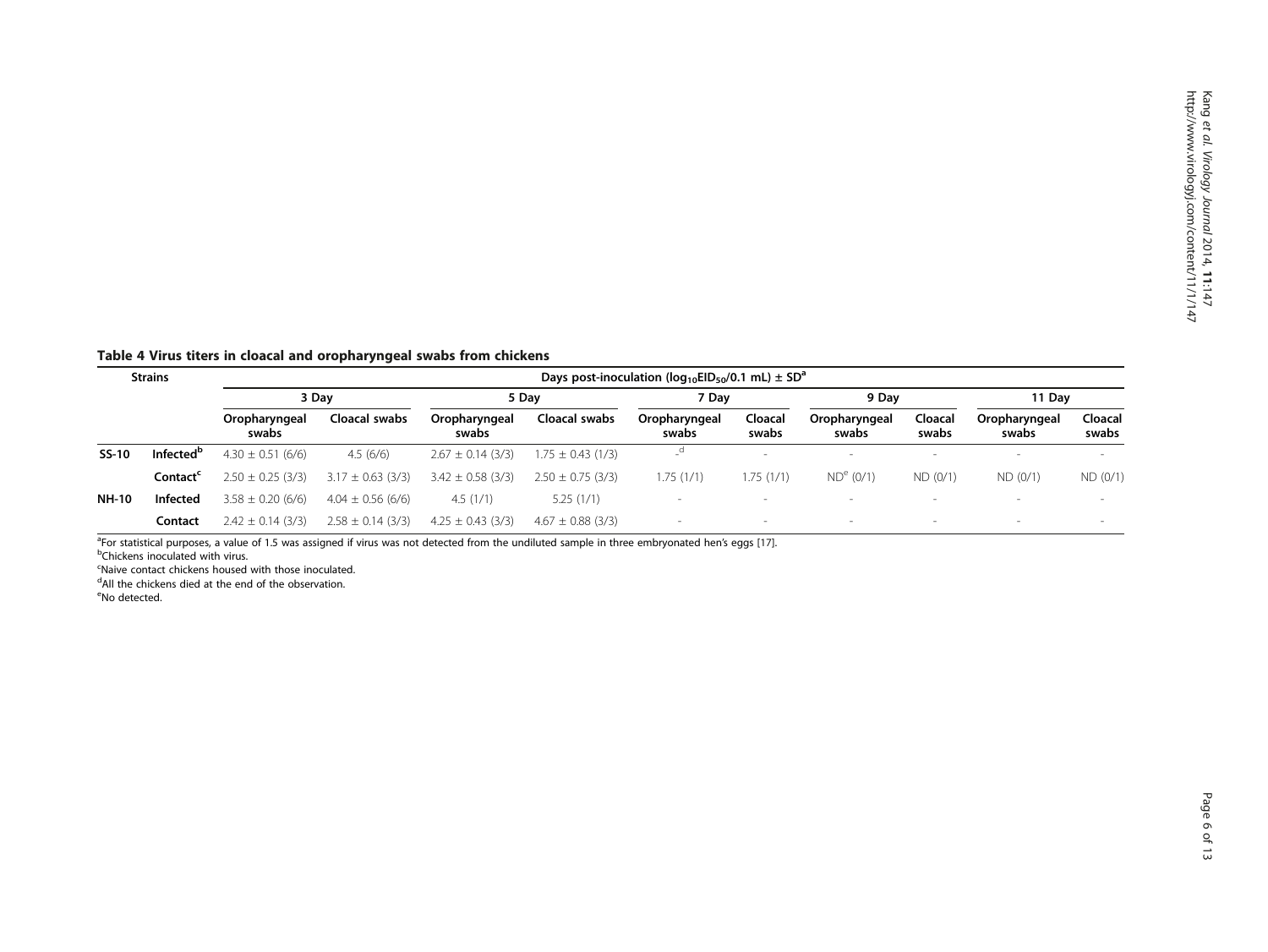**Table 4 Virus titers in cloacal and oropharyngeal swabs from chickens**

| Strains | | Days post-inoculation ($log_{10}EID_{50}/0.1$ mL) ± SD[a] | | | | | | | | | |
|---|---|---|---|---|---|---|---|---|---|---|---|
| | | 3 Day | | 5 Day | | 7 Day | | 9 Day | | 11 Day | |
| | | Oropharyngeal swabs | Cloacal swabs | Oropharyngeal swabs | Cloacal swabs | Oropharyngeal swabs | Cloacal swabs | Oropharyngeal swabs | Cloacal swabs | Oropharyngeal swabs | Cloacal swabs |
| **SS-10** | **Infected**[b] | 4.30 ± 0.51 (6/6) | 4.5 (6/6) | 2.67 ± 0.14 (3/3) | 1.75 ± 0.43 (1/3) | -[d] | - | - | - | - | - |
| | **Contact**[c] | 2.50 ± 0.25 (3/3) | 3.17 ± 0.63 (3/3) | 3.42 ± 0.58 (3/3) | 2.50 ± 0.75 (3/3) | 1.75 (1/1) | 1.75 (1/1) | ND[e] (0/1) | ND (0/1) | ND (0/1) | ND (0/1) |
| **NH-10** | **Infected** | 3.58 ± 0.20 (6/6) | 4.04 ± 0.56 (6/6) | 4.5 (1/1) | 5.25 (1/1) | - | - | - | - | - | - |
| | **Contact** | 2.42 ± 0.14 (3/3) | 2.58 ± 0.14 (3/3) | 4.25 ± 0.43 (3/3) | 4.67 ± 0.88 (3/3) | - | - | - | - | - | - |

[a]For statistical purposes, a value of 1.5 was assigned if virus was not detected from the undiluted sample in three embryonated hen's eggs [17].
[b]Chickens inoculated with virus.
[c]Naive contact chickens housed with those inoculated.
[d]All the chickens died at the end of the observation.
[e]No detected.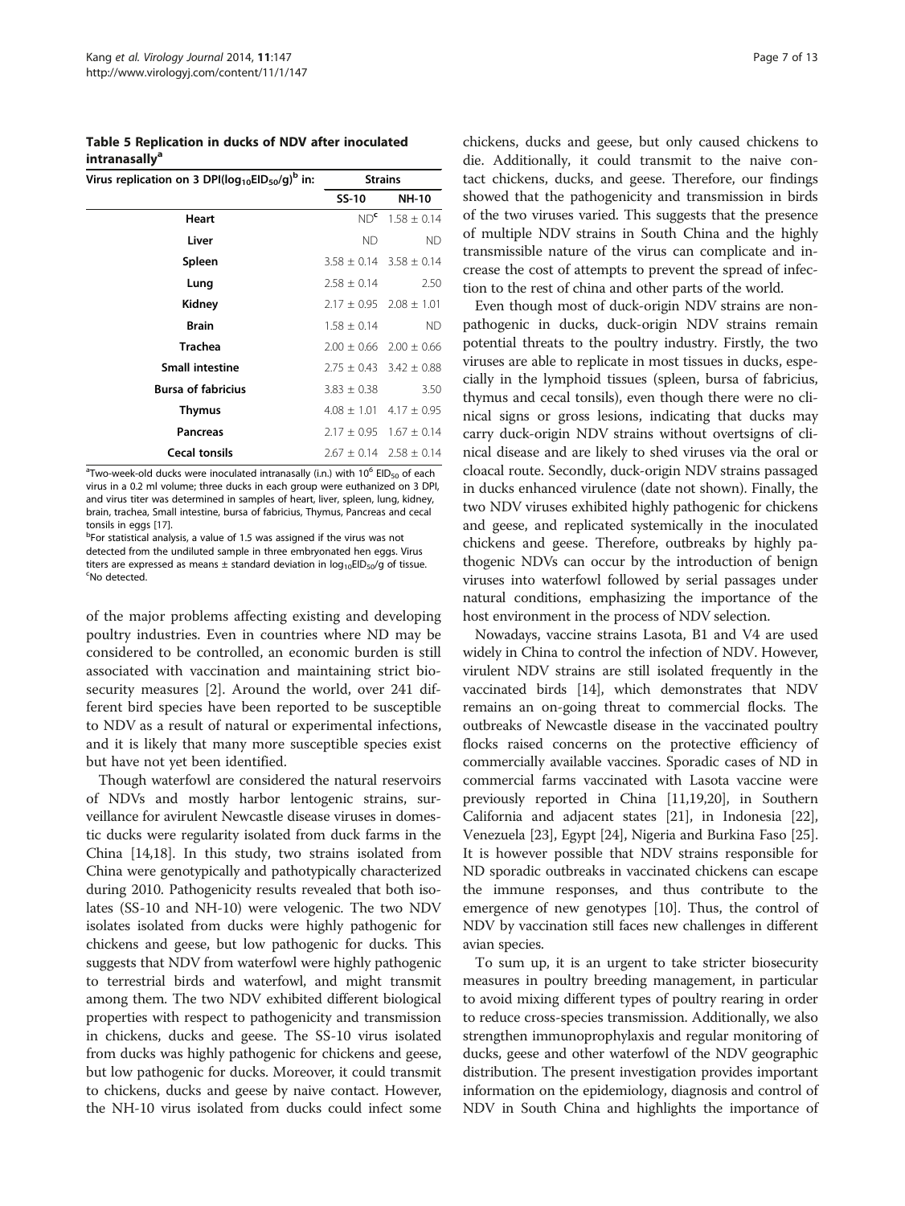**Table 5 Replication in ducks of NDV after inoculated intranasally[a]**

| Virus replication on 3 DPI($log_{10}EID_{50}/g$)[b] in: | Strains | |
|---|---|---|
| | SS-10 | NH-10 |
| Heart | ND[c] | 1.58 ± 0.14 |
| Liver | ND | ND |
| Spleen | 3.58 ± 0.14 | 3.58 ± 0.14 |
| Lung | 2.58 ± 0.14 | 2.50 |
| Kidney | 2.17 ± 0.95 | 2.08 ± 1.01 |
| Brain | 1.58 ± 0.14 | ND |
| Trachea | 2.00 ± 0.66 | 2.00 ± 0.66 |
| Small intestine | 2.75 ± 0.43 | 3.42 ± 0.88 |
| Bursa of fabricius | 3.83 ± 0.38 | 3.50 |
| Thymus | 4.08 ± 1.01 | 4.17 ± 0.95 |
| Pancreas | 2.17 ± 0.95 | 1.67 ± 0.14 |
| Cecal tonsils | 2.67 ± 0.14 | 2.58 ± 0.14 |

[a]Two-week-old ducks were inoculated intranasally (i.n.) with $10^6$ $EID_{50}$ of each virus in a 0.2 ml volume; three ducks in each group were euthanized on 3 DPI, and virus titer was determined in samples of heart, liver, spleen, lung, kidney, brain, trachea, Small intestine, bursa of fabricius, Thymus, Pancreas and cecal tonsils in eggs [17].
[b]For statistical analysis, a value of 1.5 was assigned if the virus was not detected from the undiluted sample in three embryonated hen eggs. Virus titers are expressed as means ± standard deviation in $log_{10}EID_{50}/g$ of tissue.
[c]No detected.

of the major problems affecting existing and developing poultry industries. Even in countries where ND may be considered to be controlled, an economic burden is still associated with vaccination and maintaining strict biosecurity measures [2]. Around the world, over 241 different bird species have been reported to be susceptible to NDV as a result of natural or experimental infections, and it is likely that many more susceptible species exist but have not yet been identified.

Though waterfowl are considered the natural reservoirs of NDVs and mostly harbor lentogenic strains, surveillance for avirulent Newcastle disease viruses in domestic ducks were regularity isolated from duck farms in the China [14,18]. In this study, two strains isolated from China were genotypically and pathotypically characterized during 2010. Pathogenicity results revealed that both isolates (SS-10 and NH-10) were velogenic. The two NDV isolates isolated from ducks were highly pathogenic for chickens and geese, but low pathogenic for ducks. This suggests that NDV from waterfowl were highly pathogenic to terrestrial birds and waterfowl, and might transmit among them. The two NDV exhibited different biological properties with respect to pathogenicity and transmission in chickens, ducks and geese. The SS-10 virus isolated from ducks was highly pathogenic for chickens and geese, but low pathogenic for ducks. Moreover, it could transmit to chickens, ducks and geese by naive contact. However, the NH-10 virus isolated from ducks could infect some chickens, ducks and geese, but only caused chickens to die. Additionally, it could transmit to the naive contact chickens, ducks, and geese. Therefore, our findings showed that the pathogenicity and transmission in birds of the two viruses varied. This suggests that the presence of multiple NDV strains in South China and the highly transmissible nature of the virus can complicate and increase the cost of attempts to prevent the spread of infection to the rest of china and other parts of the world.

Even though most of duck-origin NDV strains are nonpathogenic in ducks, duck-origin NDV strains remain potential threats to the poultry industry. Firstly, the two viruses are able to replicate in most tissues in ducks, especially in the lymphoid tissues (spleen, bursa of fabricius, thymus and cecal tonsils), even though there were no clinical signs or gross lesions, indicating that ducks may carry duck-origin NDV strains without overtsigns of clinical disease and are likely to shed viruses via the oral or cloacal route. Secondly, duck-origin NDV strains passaged in ducks enhanced virulence (date not shown). Finally, the two NDV viruses exhibited highly pathogenic for chickens and geese, and replicated systemically in the inoculated chickens and geese. Therefore, outbreaks by highly pathogenic NDVs can occur by the introduction of benign viruses into waterfowl followed by serial passages under natural conditions, emphasizing the importance of the host environment in the process of NDV selection.

Nowadays, vaccine strains Lasota, B1 and V4 are used widely in China to control the infection of NDV. However, virulent NDV strains are still isolated frequently in the vaccinated birds [14], which demonstrates that NDV remains an on-going threat to commercial flocks. The outbreaks of Newcastle disease in the vaccinated poultry flocks raised concerns on the protective efficiency of commercially available vaccines. Sporadic cases of ND in commercial farms vaccinated with Lasota vaccine were previously reported in China [11,19,20], in Southern California and adjacent states [21], in Indonesia [22], Venezuela [23], Egypt [24], Nigeria and Burkina Faso [25]. It is however possible that NDV strains responsible for ND sporadic outbreaks in vaccinated chickens can escape the immune responses, and thus contribute to the emergence of new genotypes [10]. Thus, the control of NDV by vaccination still faces new challenges in different avian species.

To sum up, it is an urgent to take stricter biosecurity measures in poultry breeding management, in particular to avoid mixing different types of poultry rearing in order to reduce cross-species transmission. Additionally, we also strengthen immunoprophylaxis and regular monitoring of ducks, geese and other waterfowl of the NDV geographic distribution. The present investigation provides important information on the epidemiology, diagnosis and control of NDV in South China and highlights the importance of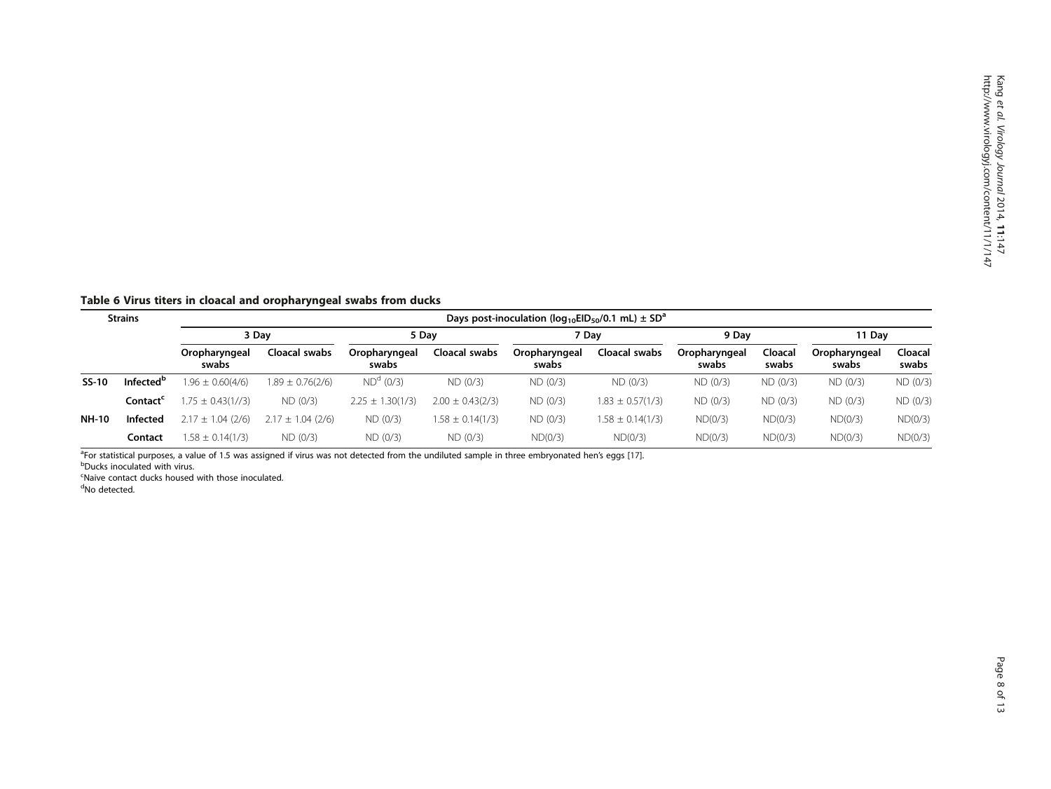**Table 6 Virus titers in cloacal and oropharyngeal swabs from ducks**

| Strains | | Days post-inoculation ($log_{10}EID_{50}$/0.1 mL) ± SD[a] | | | | | | | | | |
|---|---|---|---|---|---|---|---|---|---|---|---|
| | | 3 Day | | 5 Day | | 7 Day | | 9 Day | | 11 Day | |
| | | Oropharyngeal swabs | Cloacal swabs | Oropharyngeal swabs | Cloacal swabs | Oropharyngeal swabs | Cloacal swabs | Oropharyngeal swabs | Cloacal swabs | Oropharyngeal swabs | Cloacal swabs |
| **SS-10** | **Infected**[b] | 1.96 ± 0.60(4/6) | 1.89 ± 0.76(2/6) | ND[d] (0/3) | ND (0/3) | ND (0/3) | ND (0/3) | ND (0/3) | ND (0/3) | ND (0/3) | ND (0/3) |
| | **Contact**[c] | 1.75 ± 0.43(1//3) | ND (0/3) | 2.25 ± 1.30(1/3) | 2.00 ± 0.43(2/3) | ND (0/3) | 1.83 ± 0.57(1/3) | ND (0/3) | ND (0/3) | ND (0/3) | ND (0/3) |
| **NH-10** | **Infected** | 2.17 ± 1.04 (2/6) | 2.17 ± 1.04 (2/6) | ND (0/3) | 1.58 ± 0.14(1/3) | ND (0/3) | 1.58 ± 0.14(1/3) | ND(0/3) | ND(0/3) | ND(0/3) | ND(0/3) |
| | **Contact** | 1.58 ± 0.14(1/3) | ND (0/3) | ND (0/3) | ND (0/3) | ND(0/3) | ND(0/3) | ND(0/3) | ND(0/3) | ND(0/3) | ND(0/3) |

[a]For statistical purposes, a value of 1.5 was assigned if virus was not detected from the undiluted sample in three embryonated hen's eggs [17].
[b]Ducks inoculated with virus.
[c]Naive contact ducks housed with those inoculated.
[d]No detected.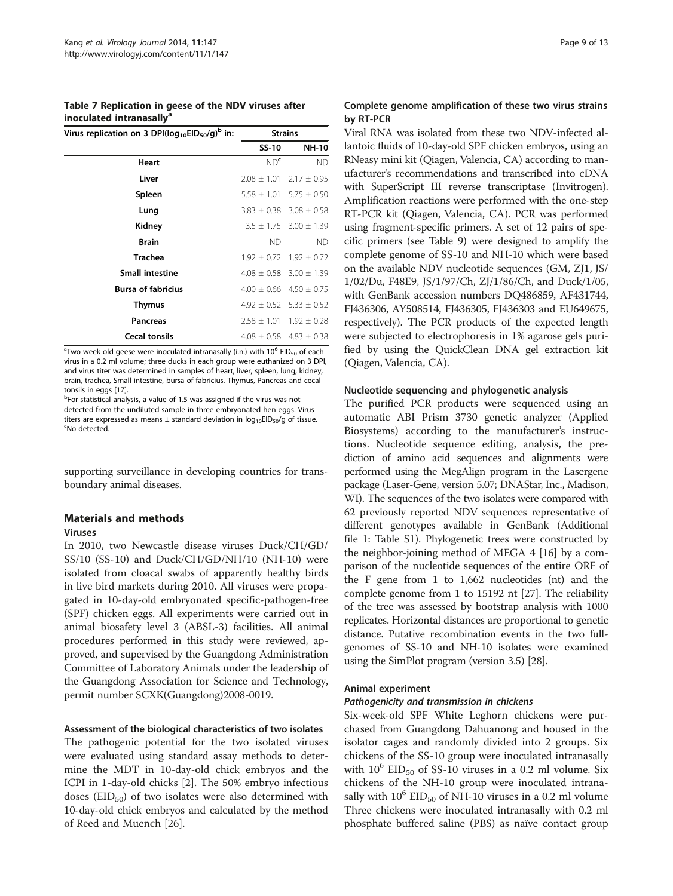**Table 7 Replication in geese of the NDV viruses after inoculated intranasally[a]**

| Virus replication on 3 DPI($log_{10}EID_{50}$/g)[b] in: | Strains | |
|---|---|---|
| | SS-10 | NH-10 |
| Heart | ND[c] | ND |
| Liver | 2.08 ± 1.01 | 2.17 ± 0.95 |
| Spleen | 5.58 ± 1.01 | 5.75 ± 0.50 |
| Lung | 3.83 ± 0.38 | 3.08 ± 0.58 |
| Kidney | 3.5 ± 1.75 | 3.00 ± 1.39 |
| Brain | ND | ND |
| Trachea | 1.92 ± 0.72 | 1.92 ± 0.72 |
| Small intestine | 4.08 ± 0.58 | 3.00 ± 1.39 |
| Bursa of fabricius | 4.00 ± 0.66 | 4.50 ± 0.75 |
| Thymus | 4.92 ± 0.52 | 5.33 ± 0.52 |
| Pancreas | 2.58 ± 1.01 | 1.92 ± 0.28 |
| Cecal tonsils | 4.08 ± 0.58 | 4.83 ± 0.38 |

[a]Two-week-old geese were inoculated intranasally (i.n.) with $10^6$ $EID_{50}$ of each virus in a 0.2 ml volume; three ducks in each group were euthanized on 3 DPI, and virus titer was determined in samples of heart, liver, spleen, lung, kidney, brain, trachea, Small intestine, bursa of fabricius, Thymus, Pancreas and cecal tonsils in eggs [17].
[b]For statistical analysis, a value of 1.5 was assigned if the virus was not detected from the undiluted sample in three embryonated hen eggs. Virus titers are expressed as means ± standard deviation in $log_{10}EID_{50}$/g of tissue.
[c]No detected.

supporting surveillance in developing countries for transboundary animal diseases.

## Materials and methods

### Viruses

In 2010, two Newcastle disease viruses Duck/CH/GD/SS/10 (SS-10) and Duck/CH/GD/NH/10 (NH-10) were isolated from cloacal swabs of apparently healthy birds in live bird markets during 2010. All viruses were propagated in 10-day-old embryonated specific-pathogen-free (SPF) chicken eggs. All experiments were carried out in animal biosafety level 3 (ABSL-3) facilities. All animal procedures performed in this study were reviewed, approved, and supervised by the Guangdong Administration Committee of Laboratory Animals under the leadership of the Guangdong Association for Science and Technology, permit number SCXK(Guangdong)2008-0019.

### Assessment of the biological characteristics of two isolates

The pathogenic potential for the two isolated viruses were evaluated using standard assay methods to determine the MDT in 10-day-old chick embryos and the ICPI in 1-day-old chicks [2]. The 50% embryo infectious doses ($EID_{50}$) of two isolates were also determined with 10-day-old chick embryos and calculated by the method of Reed and Muench [26].

### Complete genome amplification of these two virus strains by RT-PCR

Viral RNA was isolated from these two NDV-infected allantoic fluids of 10-day-old SPF chicken embryos, using an RNeasy mini kit (Qiagen, Valencia, CA) according to manufacturer's recommendations and transcribed into cDNA with SuperScript III reverse transcriptase (Invitrogen). Amplification reactions were performed with the one-step RT-PCR kit (Qiagen, Valencia, CA). PCR was performed using fragment-specific primers. A set of 12 pairs of specific primers (see Table 9) were designed to amplify the complete genome of SS-10 and NH-10 which were based on the available NDV nucleotide sequences (GM, ZJ1, JS/1/02/Du, F48E9, JS/1/97/Ch, ZJ/1/86/Ch, and Duck/1/05, with GenBank accession numbers DQ486859, AF431744, FJ436306, AY508514, FJ436305, FJ436303 and EU649675, respectively). The PCR products of the expected length were subjected to electrophoresis in 1% agarose gels purified by using the QuickClean DNA gel extraction kit (Qiagen, Valencia, CA).

### Nucleotide sequencing and phylogenetic analysis

The purified PCR products were sequenced using an automatic ABI Prism 3730 genetic analyzer (Applied Biosystems) according to the manufacturer's instructions. Nucleotide sequence editing, analysis, the prediction of amino acid sequences and alignments were performed using the MegAlign program in the Lasergene package (Laser-Gene, version 5.07; DNAStar, Inc., Madison, WI). The sequences of the two isolates were compared with 62 previously reported NDV sequences representative of different genotypes available in GenBank (Additional file 1: Table S1). Phylogenetic trees were constructed by the neighbor-joining method of MEGA 4 [16] by a comparison of the nucleotide sequences of the entire ORF of the F gene from 1 to 1,662 nucleotides (nt) and the complete genome from 1 to 15192 nt [27]. The reliability of the tree was assessed by bootstrap analysis with 1000 replicates. Horizontal distances are proportional to genetic distance. Putative recombination events in the two full-genomes of SS-10 and NH-10 isolates were examined using the SimPlot program (version 3.5) [28].

### Animal experiment

#### *Pathogenicity and transmission in chickens*

Six-week-old SPF White Leghorn chickens were purchased from Guangdong Dahuanong and housed in the isolator cages and randomly divided into 2 groups. Six chickens of the SS-10 group were inoculated intranasally with $10^6$ $EID_{50}$ of SS-10 viruses in a 0.2 ml volume. Six chickens of the NH-10 group were inoculated intranasally with $10^6$ $EID_{50}$ of NH-10 viruses in a 0.2 ml volume Three chickens were inoculated intranasally with 0.2 ml phosphate buffered saline (PBS) as naïve contact group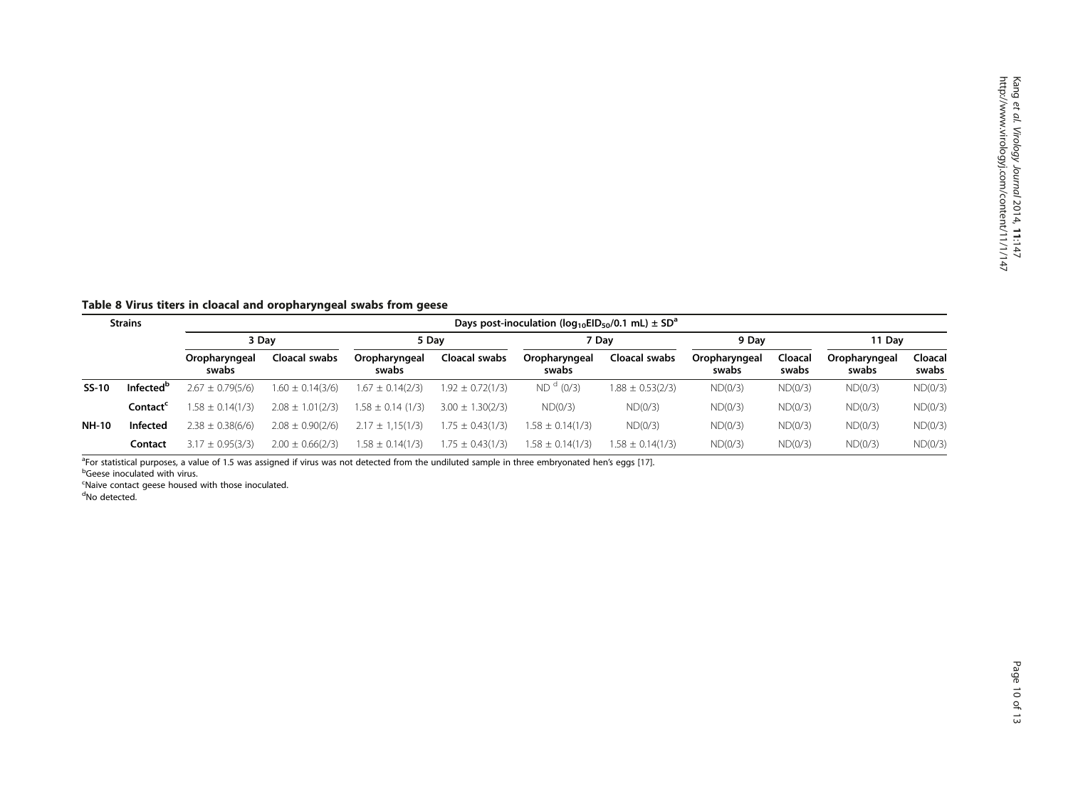**Table 8 Virus titers in cloacal and oropharyngeal swabs from geese**

| Strains | | Days post-inoculation ($log_{10}EID_{50}$/0.1 mL) ± SD[a] | | | | | | | | | |
|---|---|---|---|---|---|---|---|---|---|---|---|
| | | 3 Day | | 5 Day | | 7 Day | | 9 Day | | 11 Day | |
| | | Oropharyngeal swabs | Cloacal swabs | Oropharyngeal swabs | Cloacal swabs | Oropharyngeal swabs | Cloacal swabs | Oropharyngeal swabs | Cloacal swabs | Oropharyngeal swabs | Cloacal swabs |
| **SS-10** | **Infected[b]** | 2.67 ± 0.79(5/6) | 1.60 ± 0.14(3/6) | 1.67 ± 0.14(2/3) | 1.92 ± 0.72(1/3) | ND [d] (0/3) | 1.88 ± 0.53(2/3) | ND(0/3) | ND(0/3) | ND(0/3) | ND(0/3) |
| | **Contact[c]** | 1.58 ± 0.14(1/3) | 2.08 ± 1.01(2/3) | 1.58 ± 0.14 (1/3) | 3.00 ± 1.30(2/3) | ND(0/3) | ND(0/3) | ND(0/3) | ND(0/3) | ND(0/3) | ND(0/3) |
| **NH-10** | **Infected** | 2.38 ± 0.38(6/6) | 2.08 ± 0.90(2/6) | 2.17 ± 1,15(1/3) | 1.75 ± 0.43(1/3) | 1.58 ± 0.14(1/3) | ND(0/3) | ND(0/3) | ND(0/3) | ND(0/3) | ND(0/3) |
| | **Contact** | 3.17 ± 0.95(3/3) | 2.00 ± 0.66(2/3) | 1.58 ± 0.14(1/3) | 1.75 ± 0.43(1/3) | 1.58 ± 0.14(1/3) | 1.58 ± 0.14(1/3) | ND(0/3) | ND(0/3) | ND(0/3) | ND(0/3) |

[a]For statistical purposes, a value of 1.5 was assigned if virus was not detected from the undiluted sample in three embryonated hen's eggs [17].
[b]Geese inoculated with virus.
[c]Naive contact geese housed with those inoculated.
[d]No detected.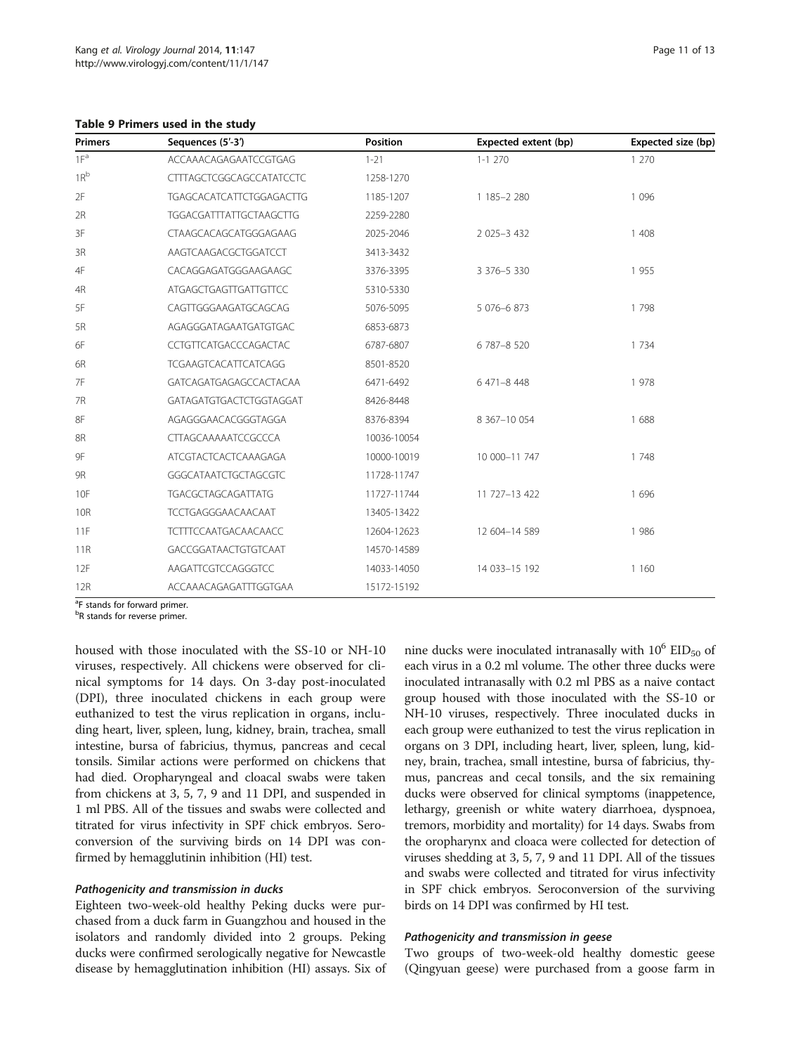**Table 9 Primers used in the study**

| Primers | Sequences (5'-3') | Position | Expected extent (bp) | Expected size (bp) |
|---|---|---|---|---|
| 1F[a] | ACCAAACAGAGAATCCGTGAG | 1-21 | 1-1 270 | 1 270 |
| 1R[b] | CTTTAGCTCGGCAGCCATATCCTC | 1258-1270 | | |
| 2F | TGAGCACATCATTCTGGAGACTTG | 1185-1207 | 1 185–2 280 | 1 096 |
| 2R | TGGACGATTTATTGCTAAGCTTG | 2259-2280 | | |
| 3F | CTAAGCACAGCATGGGAGAAG | 2025-2046 | 2 025–3 432 | 1 408 |
| 3R | AAGTCAAGACGCTGGATCCT | 3413-3432 | | |
| 4F | CACAGGAGATGGGAAGAAGC | 3376-3395 | 3 376–5 330 | 1 955 |
| 4R | ATGAGCTGAGTTGATTGTTCC | 5310-5330 | | |
| 5F | CAGTTGGGAAGATGCAGCAG | 5076-5095 | 5 076–6 873 | 1 798 |
| 5R | AGAGGGATAGAATGATGTGAC | 6853-6873 | | |
| 6F | CCTGTTCATGACCCAGACTAC | 6787-6807 | 6 787–8 520 | 1 734 |
| 6R | TCGAAGTCACATTCATCAGG | 8501-8520 | | |
| 7F | GATCAGATGAGAGCCACTACAA | 6471-6492 | 6 471–8 448 | 1 978 |
| 7R | GATAGATGTGACTCTGGTAGGAT | 8426-8448 | | |
| 8F | AGAGGGAACACGGGTAGGA | 8376-8394 | 8 367–10 054 | 1 688 |
| 8R | CTTAGCAAAAATCCGCCCA | 10036-10054 | | |
| 9F | ATCGTACTCACTCAAAGAGA | 10000-10019 | 10 000–11 747 | 1 748 |
| 9R | GGGCATAATCTGCTAGCGTC | 11728-11747 | | |
| 10F | TGACGCTAGCAGATTATG | 11727-11744 | 11 727–13 422 | 1 696 |
| 10R | TCCTGAGGGAACAACAAT | 13405-13422 | | |
| 11F | TCTTTCCAATGACAACAACC | 12604-12623 | 12 604–14 589 | 1 986 |
| 11R | GACCGGATAACTGTGTCAAT | 14570-14589 | | |
| 12F | AAGATTCGTCCAGGGTCC | 14033-14050 | 14 033–15 192 | 1 160 |
| 12R | ACCAAACAGAGATTTGGTGAA | 15172-15192 | | |

[a]F stands for forward primer.
[b]R stands for reverse primer.

housed with those inoculated with the SS-10 or NH-10 viruses, respectively. All chickens were observed for clinical symptoms for 14 days. On 3-day post-inoculated (DPI), three inoculated chickens in each group were euthanized to test the virus replication in organs, including heart, liver, spleen, lung, kidney, brain, trachea, small intestine, bursa of fabricius, thymus, pancreas and cecal tonsils. Similar actions were performed on chickens that had died. Oropharyngeal and cloacal swabs were taken from chickens at 3, 5, 7, 9 and 11 DPI, and suspended in 1 ml PBS. All of the tissues and swabs were collected and titrated for virus infectivity in SPF chick embryos. Seroconversion of the surviving birds on 14 DPI was confirmed by hemagglutinin inhibition (HI) test.

#### *Pathogenicity and transmission in ducks*

Eighteen two-week-old healthy Peking ducks were purchased from a duck farm in Guangzhou and housed in the isolators and randomly divided into 2 groups. Peking ducks were confirmed serologically negative for Newcastle disease by hemagglutination inhibition (HI) assays. Six of nine ducks were inoculated intranasally with $10^6$ $EID_{50}$ of each virus in a 0.2 ml volume. The other three ducks were inoculated intranasally with 0.2 ml PBS as a naive contact group housed with those inoculated with the SS-10 or NH-10 viruses, respectively. Three inoculated ducks in each group were euthanized to test the virus replication in organs on 3 DPI, including heart, liver, spleen, lung, kidney, brain, trachea, small intestine, bursa of fabricius, thymus, pancreas and cecal tonsils, and the six remaining ducks were observed for clinical symptoms (inappetence, lethargy, greenish or white watery diarrhoea, dyspnoea, tremors, morbidity and mortality) for 14 days. Swabs from the oropharynx and cloaca were collected for detection of viruses shedding at 3, 5, 7, 9 and 11 DPI. All of the tissues and swabs were collected and titrated for virus infectivity in SPF chick embryos. Seroconversion of the surviving birds on 14 DPI was confirmed by HI test.

#### *Pathogenicity and transmission in geese*

Two groups of two-week-old healthy domestic geese (Qingyuan geese) were purchased from a goose farm in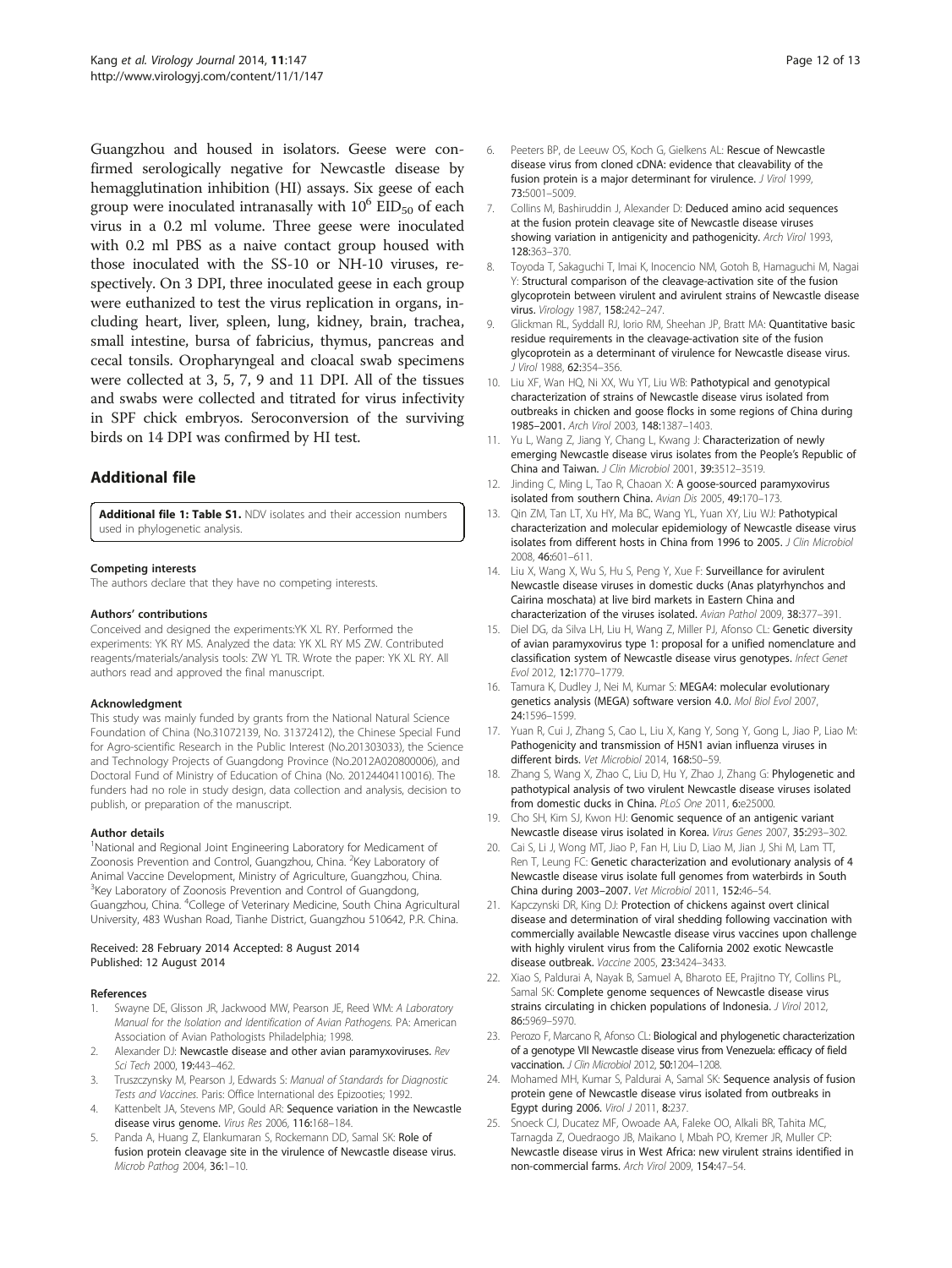Guangzhou and housed in isolators. Geese were confirmed serologically negative for Newcastle disease by hemagglutination inhibition (HI) assays. Six geese of each group were inoculated intranasally with $10^6$ $EID_{50}$ of each virus in a 0.2 ml volume. Three geese were inoculated with 0.2 ml PBS as a naive contact group housed with those inoculated with the SS-10 or NH-10 viruses, respectively. On 3 DPI, three inoculated geese in each group were euthanized to test the virus replication in organs, including heart, liver, spleen, lung, kidney, brain, trachea, small intestine, bursa of fabricius, thymus, pancreas and cecal tonsils. Oropharyngeal and cloacal swab specimens were collected at 3, 5, 7, 9 and 11 DPI. All of the tissues and swabs were collected and titrated for virus infectivity in SPF chick embryos. Seroconversion of the surviving birds on 14 DPI was confirmed by HI test.

## Additional file

**Additional file 1: Table S1.** NDV isolates and their accession numbers used in phylogenetic analysis.

#### Competing interests

The authors declare that they have no competing interests.

#### Authors' contributions

Conceived and designed the experiments:YK XL RY. Performed the experiments: YK RY MS. Analyzed the data: YK XL RY MS ZW. Contributed reagents/materials/analysis tools: ZW YL TR. Wrote the paper: YK XL RY. All authors read and approved the final manuscript.

#### Acknowledgment

This study was mainly funded by grants from the National Natural Science Foundation of China (No.31072139, No. 31372412), the Chinese Special Fund for Agro-scientific Research in the Public Interest (No.201303033), the Science and Technology Projects of Guangdong Province (No.2012A020800006), and Doctoral Fund of Ministry of Education of China (No. 20124404110016). The funders had no role in study design, data collection and analysis, decision to publish, or preparation of the manuscript.

#### Author details

[1]National and Regional Joint Engineering Laboratory for Medicament of Zoonosis Prevention and Control, Guangzhou, China. [2]Key Laboratory of Animal Vaccine Development, Ministry of Agriculture, Guangzhou, China. [3]Key Laboratory of Zoonosis Prevention and Control of Guangdong, Guangzhou, China. [4]College of Veterinary Medicine, South China Agricultural University, 483 Wushan Road, Tianhe District, Guangzhou 510642, P.R. China.

Received: 28 February 2014 Accepted: 8 August 2014
Published: 12 August 2014

#### References

1. Swayne DE, Glisson JR, Jackwood MW, Pearson JE, Reed WM: *A Laboratory Manual for the Isolation and Identification of Avian Pathogens.* PA: American Association of Avian Pathologists Philadelphia; 1998.
2. Alexander DJ: **Newcastle disease and other avian paramyxoviruses.** *Rev Sci Tech* 2000, **19:**443–462.
3. Truszczynsky M, Pearson J, Edwards S: *Manual of Standards for Diagnostic Tests and Vaccines.* Paris: Office International des Epizooties; 1992.
4. Kattenbelt JA, Stevens MP, Gould AR: **Sequence variation in the Newcastle disease virus genome.** *Virus Res* 2006, **116:**168–184.
5. Panda A, Huang Z, Elankumaran S, Rockemann DD, Samal SK: **Role of fusion protein cleavage site in the virulence of Newcastle disease virus.** *Microb Pathog* 2004, **36:**1–10.
6. Peeters BP, de Leeuw OS, Koch G, Gielkens AL: **Rescue of Newcastle disease virus from cloned cDNA: evidence that cleavability of the fusion protein is a major determinant for virulence.** *J Virol* 1999, **73:**5001–5009.
7. Collins M, Bashiruddin J, Alexander D: **Deduced amino acid sequences at the fusion protein cleavage site of Newcastle disease viruses showing variation in antigenicity and pathogenicity.** *Arch Virol* 1993, **128:**363–370.
8. Toyoda T, Sakaguchi T, Imai K, Inocencio NM, Gotoh B, Hamaguchi M, Nagai Y: **Structural comparison of the cleavage-activation site of the fusion glycoprotein between virulent and avirulent strains of Newcastle disease virus.** *Virology* 1987, **158:**242–247.
9. Glickman RL, Syddall RJ, Iorio RM, Sheehan JP, Bratt MA: **Quantitative basic residue requirements in the cleavage-activation site of the fusion glycoprotein as a determinant of virulence for Newcastle disease virus.** *J Virol* 1988, **62:**354–356.
10. Liu XF, Wan HQ, Ni XX, Wu YT, Liu WB: **Pathotypical and genotypical characterization of strains of Newcastle disease virus isolated from outbreaks in chicken and goose flocks in some regions of China during 1985–2001.** *Arch Virol* 2003, **148:**1387–1403.
11. Yu L, Wang Z, Jiang Y, Chang L, Kwang J: **Characterization of newly emerging Newcastle disease virus isolates from the People's Republic of China and Taiwan.** *J Clin Microbiol* 2001, **39:**3512–3519.
12. Jinding C, Ming L, Tao R, Chaoan X: **A goose-sourced paramyxovirus isolated from southern China.** *Avian Dis* 2005, **49:**170–173.
13. Qin ZM, Tan LT, Xu HY, Ma BC, Wang YL, Yuan XY, Liu WJ: **Pathotypical characterization and molecular epidemiology of Newcastle disease virus isolates from different hosts in China from 1996 to 2005.** *J Clin Microbiol* 2008, **46:**601–611.
14. Liu X, Wang X, Wu S, Hu S, Peng Y, Xue F: **Surveillance for avirulent Newcastle disease viruses in domestic ducks (Anas platyrhynchos and Cairina moschata) at live bird markets in Eastern China and characterization of the viruses isolated.** *Avian Pathol* 2009, **38:**377–391.
15. Diel DG, da Silva LH, Liu H, Wang Z, Miller PJ, Afonso CL: **Genetic diversity of avian paramyxovirus type 1: proposal for a unified nomenclature and classification system of Newcastle disease virus genotypes.** *Infect Genet Evol* 2012, **12:**1770–1779.
16. Tamura K, Dudley J, Nei M, Kumar S: **MEGA4: molecular evolutionary genetics analysis (MEGA) software version 4.0.** *Mol Biol Evol* 2007, **24:**1596–1599.
17. Yuan R, Cui J, Zhang S, Cao L, Liu X, Kang Y, Song Y, Gong L, Jiao P, Liao M: **Pathogenicity and transmission of H5N1 avian influenza viruses in different birds.** *Vet Microbiol* 2014, **168:**50–59.
18. Zhang S, Wang X, Zhao C, Liu D, Hu Y, Zhao J, Zhang G: **Phylogenetic and pathotypical analysis of two virulent Newcastle disease viruses isolated from domestic ducks in China.** *PLoS One* 2011, **6:**e25000.
19. Cho SH, Kim SJ, Kwon HJ: **Genomic sequence of an antigenic variant Newcastle disease virus isolated in Korea.** *Virus Genes* 2007, **35:**293–302.
20. Cai S, Li J, Wong MT, Jiao P, Fan H, Liu D, Liao M, Jian J, Shi M, Lam TT, Ren T, Leung FC: **Genetic characterization and evolutionary analysis of 4 Newcastle disease virus isolate full genomes from waterbirds in South China during 2003–2007.** *Vet Microbiol* 2011, **152:**46–54.
21. Kapczynski DR, King DJ: **Protection of chickens against overt clinical disease and determination of viral shedding following vaccination with commercially available Newcastle disease virus vaccines upon challenge with highly virulent virus from the California 2002 exotic Newcastle disease outbreak.** *Vaccine* 2005, **23:**3424–3433.
22. Xiao S, Paldurai A, Nayak B, Samuel A, Bharoto EE, Prajitno TY, Collins PL, Samal SK: **Complete genome sequences of Newcastle disease virus strains circulating in chicken populations of Indonesia.** *J Virol* 2012, **86:**5969–5970.
23. Perozo F, Marcano R, Afonso CL: **Biological and phylogenetic characterization of a genotype VII Newcastle disease virus from Venezuela: efficacy of field vaccination.** *J Clin Microbiol* 2012, **50:**1204–1208.
24. Mohamed MH, Kumar S, Paldurai A, Samal SK: **Sequence analysis of fusion protein gene of Newcastle disease virus isolated from outbreaks in Egypt during 2006.** *Virol J* 2011, **8:**237.
25. Snoeck CJ, Ducatez MF, Owoade AA, Faleke OO, Alkali BR, Tahita MC, Tarnagda Z, Ouedraogo JB, Maikano I, Mbah PO, Kremer JR, Muller CP: **Newcastle disease virus in West Africa: new virulent strains identified in non-commercial farms.** *Arch Virol* 2009, **154:**47–54.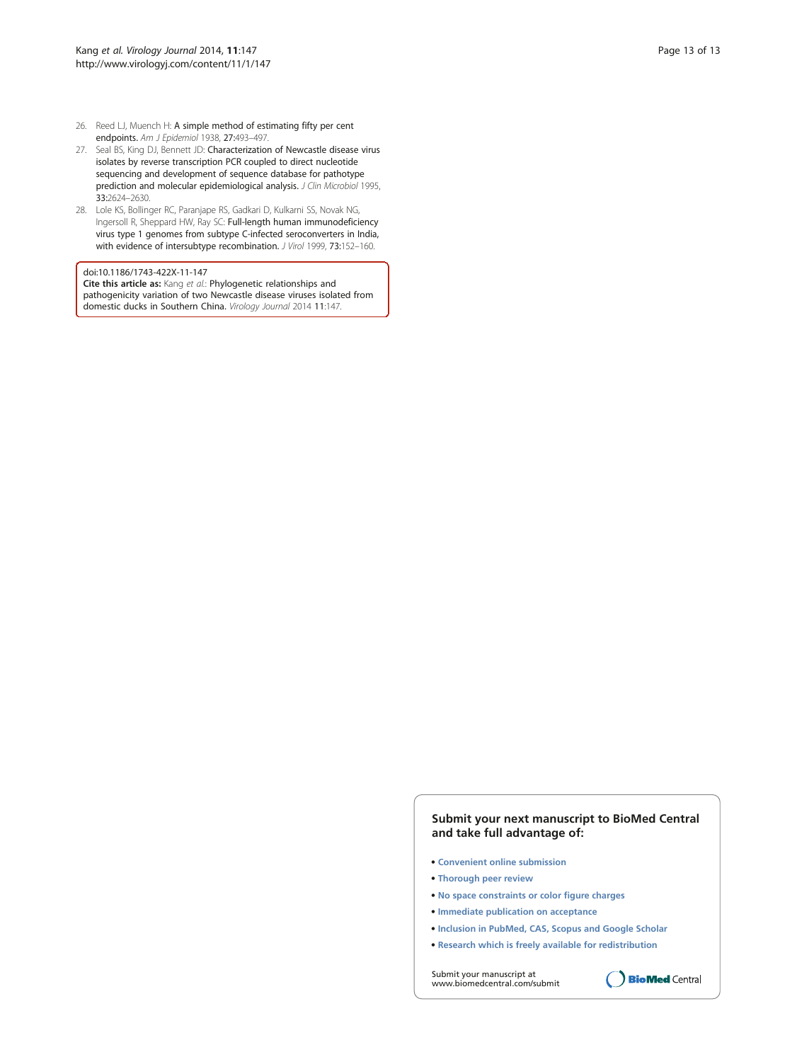26. Reed LJ, Muench H: **A simple method of estimating fifty per cent endpoints.** *Am J Epidemiol* 1938, **27:**493–497.
27. Seal BS, King DJ, Bennett JD: **Characterization of Newcastle disease virus isolates by reverse transcription PCR coupled to direct nucleotide sequencing and development of sequence database for pathotype prediction and molecular epidemiological analysis.** *J Clin Microbiol* 1995, **33:**2624–2630.
28. Lole KS, Bollinger RC, Paranjape RS, Gadkari D, Kulkarni SS, Novak NG, Ingersoll R, Sheppard HW, Ray SC: **Full-length human immunodeficiency virus type 1 genomes from subtype C-infected seroconverters in India, with evidence of intersubtype recombination.** *J Virol* 1999, **73:**152–160.

doi:10.1186/1743-422X-11-147
**Cite this article as:** Kang *et al.*: Phylogenetic relationships and pathogenicity variation of two Newcastle disease viruses isolated from domestic ducks in Southern China. *Virology Journal* 2014 **11**:147.

**Submit your next manuscript to BioMed Central and take full advantage of:**

- **Convenient online submission**
- **Thorough peer review**
- **No space constraints or color figure charges**
- **Immediate publication on acceptance**
- **Inclusion in PubMed, CAS, Scopus and Google Scholar**
- **Research which is freely available for redistribution**

Submit your manuscript at
www.biomedcentral.com/submit

BioMed Central